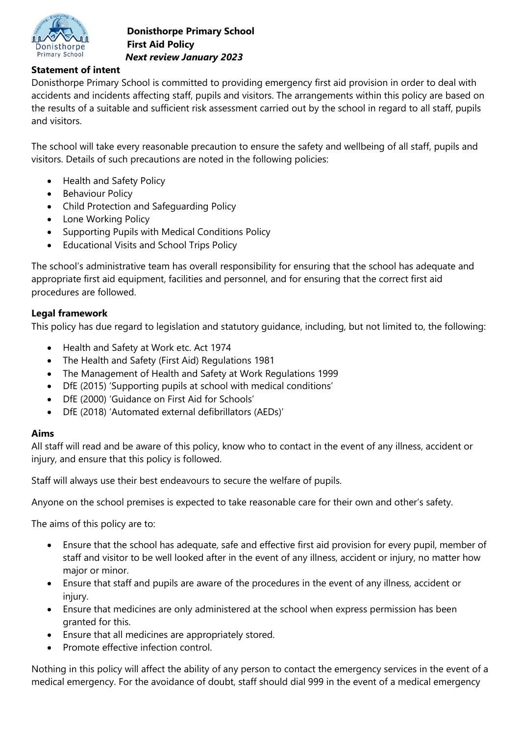**Donisthorpe Primary School**
**First Aid Policy**
***Next review January 2023***

## Statement of intent

Donisthorpe Primary School is committed to providing emergency first aid provision in order to deal with accidents and incidents affecting staff, pupils and visitors. The arrangements within this policy are based on the results of a suitable and sufficient risk assessment carried out by the school in regard to all staff, pupils and visitors.

The school will take every reasonable precaution to ensure the safety and wellbeing of all staff, pupils and visitors. Details of such precautions are noted in the following policies:

- Health and Safety Policy
- Behaviour Policy
- Child Protection and Safeguarding Policy
- Lone Working Policy
- Supporting Pupils with Medical Conditions Policy
- Educational Visits and School Trips Policy

The school's administrative team has overall responsibility for ensuring that the school has adequate and appropriate first aid equipment, facilities and personnel, and for ensuring that the correct first aid procedures are followed.

## Legal framework

This policy has due regard to legislation and statutory guidance, including, but not limited to, the following:

- Health and Safety at Work etc. Act 1974
- The Health and Safety (First Aid) Regulations 1981
- The Management of Health and Safety at Work Regulations 1999
- DfE (2015) 'Supporting pupils at school with medical conditions'
- DfE (2000) 'Guidance on First Aid for Schools'
- DfE (2018) 'Automated external defibrillators (AEDs)'

## Aims

All staff will read and be aware of this policy, know who to contact in the event of any illness, accident or injury, and ensure that this policy is followed.

Staff will always use their best endeavours to secure the welfare of pupils.

Anyone on the school premises is expected to take reasonable care for their own and other's safety.

The aims of this policy are to:

- Ensure that the school has adequate, safe and effective first aid provision for every pupil, member of staff and visitor to be well looked after in the event of any illness, accident or injury, no matter how major or minor.
- Ensure that staff and pupils are aware of the procedures in the event of any illness, accident or injury.
- Ensure that medicines are only administered at the school when express permission has been granted for this.
- Ensure that all medicines are appropriately stored.
- Promote effective infection control.

Nothing in this policy will affect the ability of any person to contact the emergency services in the event of a medical emergency. For the avoidance of doubt, staff should dial 999 in the event of a medical emergency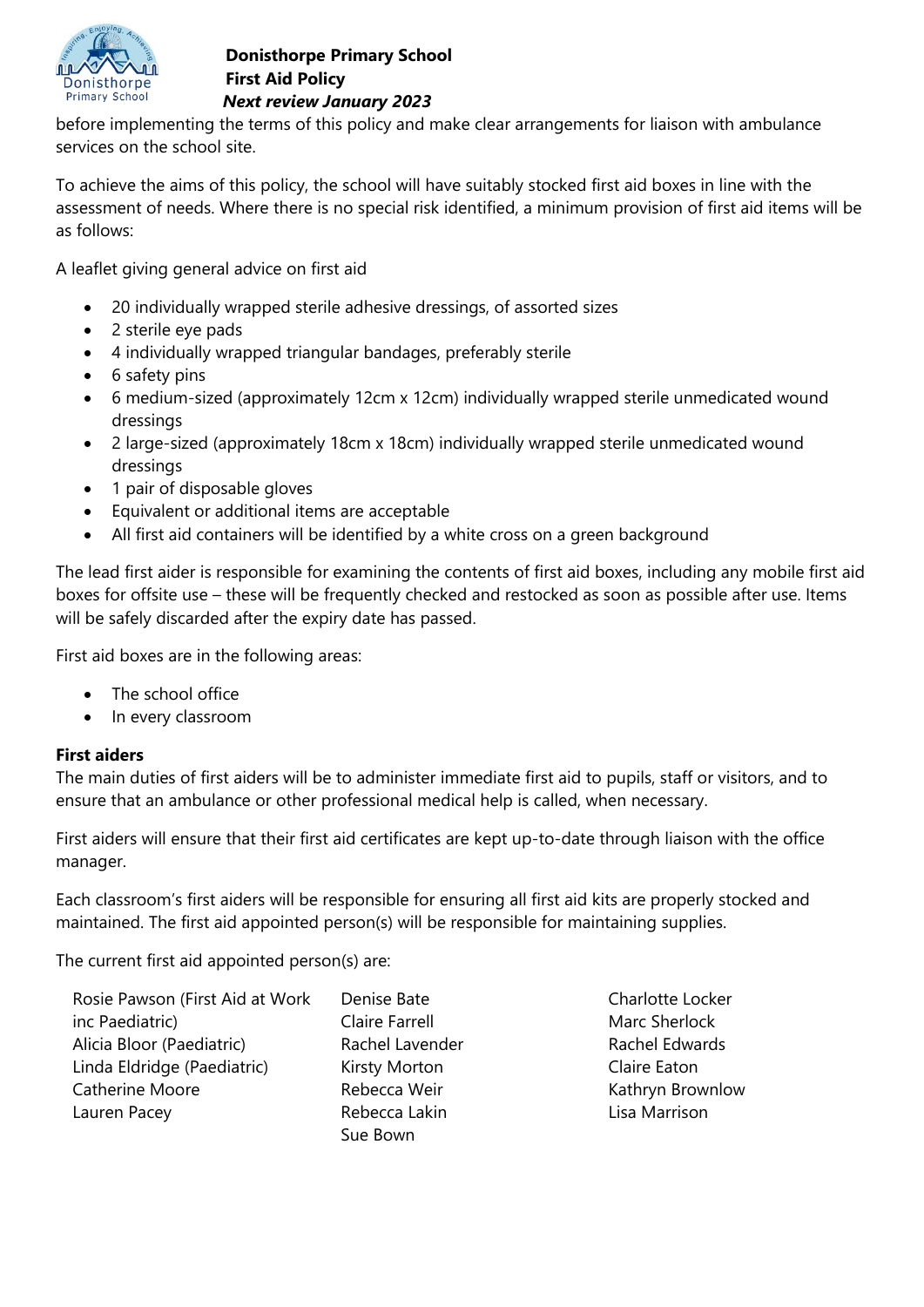before implementing the terms of this policy and make clear arrangements for liaison with ambulance services on the school site.

To achieve the aims of this policy, the school will have suitably stocked first aid boxes in line with the assessment of needs. Where there is no special risk identified, a minimum provision of first aid items will be as follows:

A leaflet giving general advice on first aid

- 20 individually wrapped sterile adhesive dressings, of assorted sizes
- 2 sterile eye pads
- 4 individually wrapped triangular bandages, preferably sterile
- 6 safety pins
- 6 medium-sized (approximately 12cm x 12cm) individually wrapped sterile unmedicated wound dressings
- 2 large-sized (approximately 18cm x 18cm) individually wrapped sterile unmedicated wound dressings
- 1 pair of disposable gloves
- Equivalent or additional items are acceptable
- All first aid containers will be identified by a white cross on a green background

The lead first aider is responsible for examining the contents of first aid boxes, including any mobile first aid boxes for offsite use – these will be frequently checked and restocked as soon as possible after use. Items will be safely discarded after the expiry date has passed.

First aid boxes are in the following areas:

- The school office
- In every classroom

**First aiders**

The main duties of first aiders will be to administer immediate first aid to pupils, staff or visitors, and to ensure that an ambulance or other professional medical help is called, when necessary.

First aiders will ensure that their first aid certificates are kept up-to-date through liaison with the office manager.

Each classroom's first aiders will be responsible for ensuring all first aid kits are properly stocked and maintained. The first aid appointed person(s) will be responsible for maintaining supplies.

The current first aid appointed person(s) are:

Rosie Pawson (First Aid at Work inc Paediatric)
Alicia Bloor (Paediatric)
Linda Eldridge (Paediatric)
Catherine Moore
Lauren Pacey
Denise Bate
Claire Farrell
Rachel Lavender
Kirsty Morton
Rebecca Weir
Rebecca Lakin
Sue Bown
Charlotte Locker
Marc Sherlock
Rachel Edwards
Claire Eaton
Kathryn Brownlow
Lisa Marrison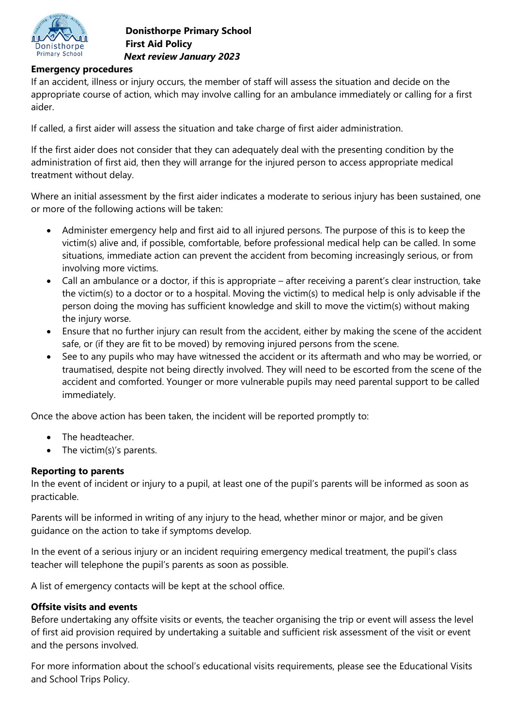**Emergency procedures**

If an accident, illness or injury occurs, the member of staff will assess the situation and decide on the appropriate course of action, which may involve calling for an ambulance immediately or calling for a first aider.

If called, a first aider will assess the situation and take charge of first aider administration.

If the first aider does not consider that they can adequately deal with the presenting condition by the administration of first aid, then they will arrange for the injured person to access appropriate medical treatment without delay.

Where an initial assessment by the first aider indicates a moderate to serious injury has been sustained, one or more of the following actions will be taken:

- Administer emergency help and first aid to all injured persons. The purpose of this is to keep the victim(s) alive and, if possible, comfortable, before professional medical help can be called. In some situations, immediate action can prevent the accident from becoming increasingly serious, or from involving more victims.
- Call an ambulance or a doctor, if this is appropriate – after receiving a parent's clear instruction, take the victim(s) to a doctor or to a hospital. Moving the victim(s) to medical help is only advisable if the person doing the moving has sufficient knowledge and skill to move the victim(s) without making the injury worse.
- Ensure that no further injury can result from the accident, either by making the scene of the accident safe, or (if they are fit to be moved) by removing injured persons from the scene.
- See to any pupils who may have witnessed the accident or its aftermath and who may be worried, or traumatised, despite not being directly involved. They will need to be escorted from the scene of the accident and comforted. Younger or more vulnerable pupils may need parental support to be called immediately.

Once the above action has been taken, the incident will be reported promptly to:

- The headteacher.
- The victim(s)'s parents.

**Reporting to parents**

In the event of incident or injury to a pupil, at least one of the pupil's parents will be informed as soon as practicable.

Parents will be informed in writing of any injury to the head, whether minor or major, and be given guidance on the action to take if symptoms develop.

In the event of a serious injury or an incident requiring emergency medical treatment, the pupil's class teacher will telephone the pupil's parents as soon as possible.

A list of emergency contacts will be kept at the school office.

**Offsite visits and events**

Before undertaking any offsite visits or events, the teacher organising the trip or event will assess the level of first aid provision required by undertaking a suitable and sufficient risk assessment of the visit or event and the persons involved.

For more information about the school's educational visits requirements, please see the Educational Visits and School Trips Policy.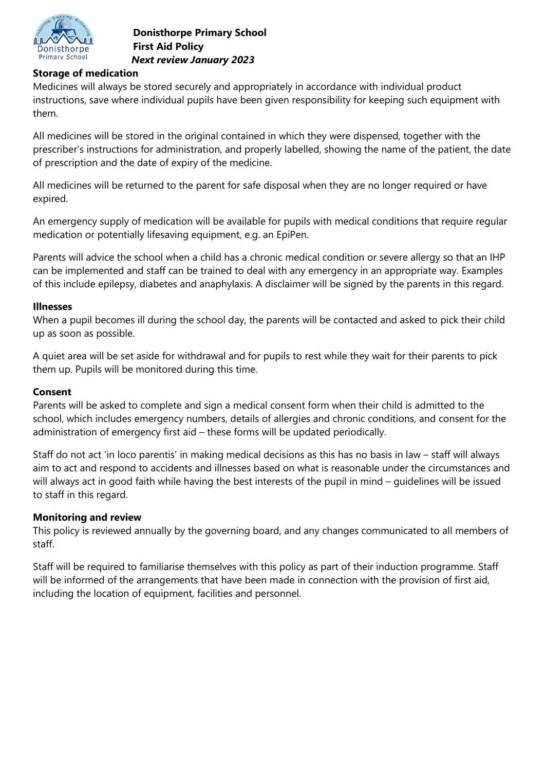### Storage of medication

Medicines will always be stored securely and appropriately in accordance with individual product instructions, save where individual pupils have been given responsibility for keeping such equipment with them.

All medicines will be stored in the original contained in which they were dispensed, together with the prescriber's instructions for administration, and properly labelled, showing the name of the patient, the date of prescription and the date of expiry of the medicine.

All medicines will be returned to the parent for safe disposal when they are no longer required or have expired.

An emergency supply of medication will be available for pupils with medical conditions that require regular medication or potentially lifesaving equipment, e.g. an EpiPen.

Parents will advice the school when a child has a chronic medical condition or severe allergy so that an IHP can be implemented and staff can be trained to deal with any emergency in an appropriate way. Examples of this include epilepsy, diabetes and anaphylaxis. A disclaimer will be signed by the parents in this regard.

### Illnesses

When a pupil becomes ill during the school day, the parents will be contacted and asked to pick their child up as soon as possible.

A quiet area will be set aside for withdrawal and for pupils to rest while they wait for their parents to pick them up. Pupils will be monitored during this time.

### Consent

Parents will be asked to complete and sign a medical consent form when their child is admitted to the school, which includes emergency numbers, details of allergies and chronic conditions, and consent for the administration of emergency first aid – these forms will be updated periodically.

Staff do not act 'in loco parentis' in making medical decisions as this has no basis in law – staff will always aim to act and respond to accidents and illnesses based on what is reasonable under the circumstances and will always act in good faith while having the best interests of the pupil in mind – guidelines will be issued to staff in this regard.

### Monitoring and review

This policy is reviewed annually by the governing board, and any changes communicated to all members of staff.

Staff will be required to familiarise themselves with this policy as part of their induction programme. Staff will be informed of the arrangements that have been made in connection with the provision of first aid, including the location of equipment, facilities and personnel.